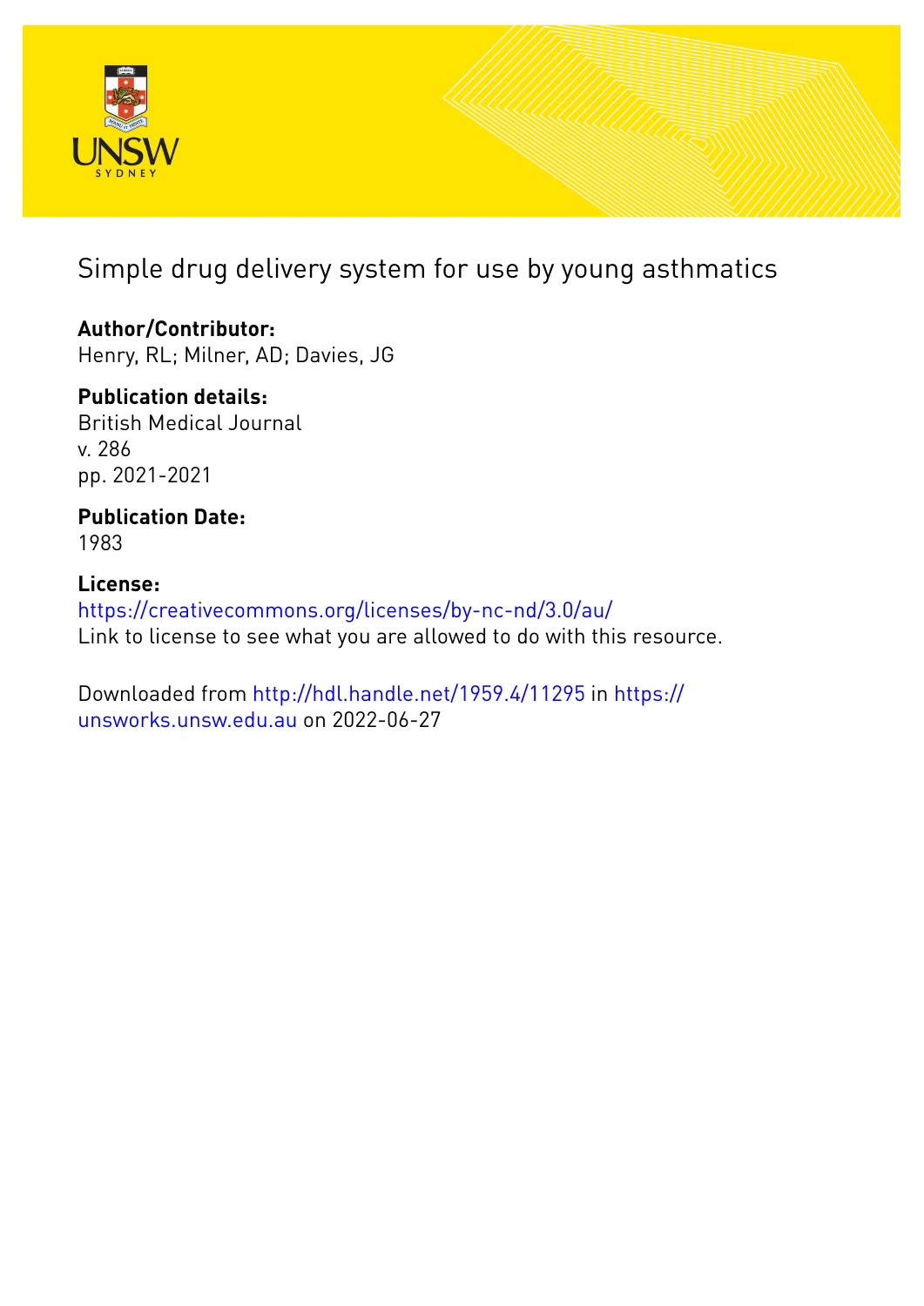# Simple drug delivery system for use by young asthmatics

**Author/Contributor:**
Henry, RL; Milner, AD; Davies, JG

**Publication details:**
British Medical Journal
v. 286
pp. 2021-2021

**Publication Date:**
1983

**License:**
https://creativecommons.org/licenses/by-nc-nd/3.0/au/
Link to license to see what you are allowed to do with this resource.

Downloaded from http://hdl.handle.net/1959.4/11295 in https://unsworks.unsw.edu.au on 2022-06-27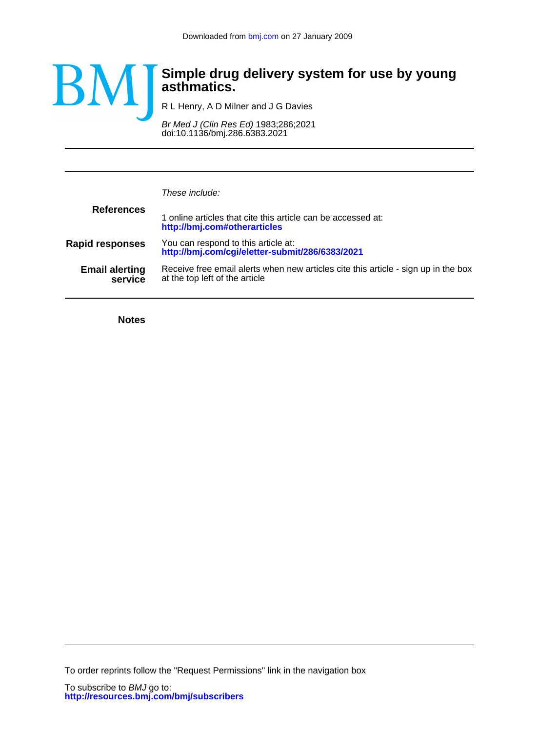Downloaded from bmj.com on 27 January 2009

BMJ

# Simple drug delivery system for use by young asthmatics.

R L Henry, A D Milner and J G Davies

*Br Med J (Clin Res Ed)* 1983;286;2021
doi:10.1136/bmj.286.6383.2021

---

*These include:*

| | |
|---|---|
| **References** | 1 online articles that cite this article can be accessed at: **http://bmj.com#otherarticles** |
| **Rapid responses** | You can respond to this article at: **http://bmj.com/cgi/eletter-submit/286/6383/2021** |
| **Email alerting service** | Receive free email alerts when new articles cite this article - sign up in the box at the top left of the article |

**Notes**

---

To order reprints follow the "Request Permissions" link in the navigation box

To subscribe to *BMJ* go to:
**http://resources.bmj.com/bmj/subscribers**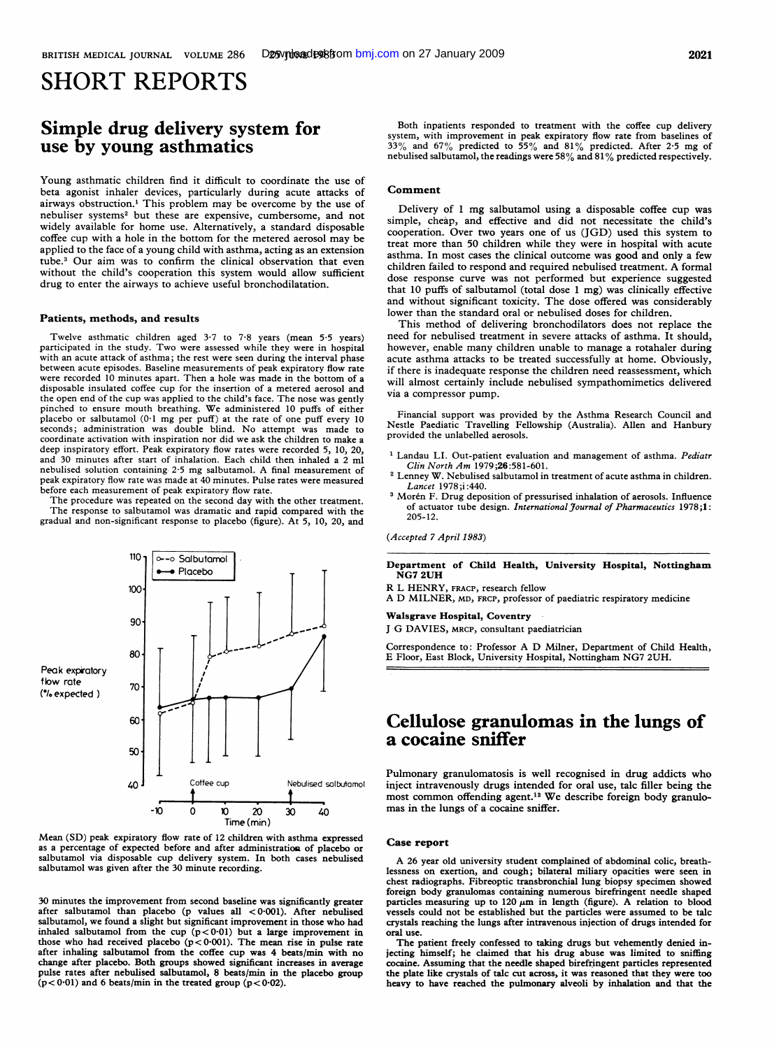# SHORT REPORTS

## Simple drug delivery system for use by young asthmatics

Young asthmatic children find it difficult to coordinate the use of beta agonist inhaler devices, particularly during acute attacks of airways obstruction.[1] This problem may be overcome by the use of nebuliser systems[2] but these are expensive, cumbersome, and not widely available for home use. Alternatively, a standard disposable coffee cup with a hole in the bottom for the metered aerosol may be applied to the face of a young child with asthma, acting as an extension tube.[3] Our aim was to confirm the clinical observation that even without the child's cooperation this system would allow sufficient drug to enter the airways to achieve useful bronchodilatation.

### Patients, methods, and results

Twelve asthmatic children aged 3·7 to 7·8 years (mean 5·5 years) participated in the study. Two were assessed while they were in hospital with an acute attack of asthma; the rest were seen during the interval phase between acute episodes. Baseline measurements of peak expiratory flow rate were recorded 10 minutes apart. Then a hole was made in the bottom of a disposable insulated coffee cup for the insertion of a metered aerosol and the open end of the cup was applied to the child's face. The nose was gently pinched to ensure mouth breathing. We administered 10 puffs of either placebo or salbutamol (0·1 mg per puff) at the rate of one puff every 10 seconds; administration was double blind. No attempt was made to coordinate activation with inspiration nor did we ask the children to make a deep inspiratory effort. Peak expiratory flow rates were recorded 5, 10, 20, and 30 minutes after start of inhalation. Each child then inhaled a 2 ml nebulised solution containing 2·5 mg salbutamol. A final measurement of peak expiratory flow rate was made at 40 minutes. Pulse rates were measured before each measurement of peak expiratory flow rate.

The procedure was repeated on the second day with the other treatment. The response to salbutamol was dramatic and rapid compared with the gradual and non-significant response to placebo (figure). At 5, 10, 20, and 30 minutes the improvement from second baseline was significantly greater after salbutamol than placebo (p values all <0·001). After nebulised salbutamol, we found a slight but significant improvement in those who had inhaled salbutamol from the cup (p<0·01) but a large improvement in those who had received placebo (p<0·001). The mean rise in pulse rate after inhaling salbutamol from the coffee cup was 4 beats/min with no change after placebo. Both groups showed significant increases in average pulse rates after nebulised salbutamol, 8 beats/min in the placebo group (p<0·01) and 6 beats/min in the treated group (p<0·02).

Salbutamol
Placebo
Peak expiratory flow rate (% expected)
110
100
90
80
70
60
50
40
Coffee cup
Nebulised salbutamol
-10 0 10 20 30 40
Time (min)

Mean (SD) peak expiratory flow rate of 12 children with asthma expressed as a percentage of expected before and after administration of placebo or salbutamol via disposable cup delivery system. In both cases nebulised salbutamol was given after the 30 minute recording.

Both inpatients responded to treatment with the coffee cup delivery system, with improvement in peak expiratory flow rate from baselines of 33% and 67% predicted to 55% and 81% predicted. After 2·5 mg of nebulised salbutamol, the readings were 58% and 81% predicted respectively.

### Comment

Delivery of 1 mg salbutamol using a disposable coffee cup was simple, cheap, and effective and did not necessitate the child's cooperation. Over two years one of us (JGD) used this system to treat more than 50 children while they were in hospital with acute asthma. In most cases the clinical outcome was good and only a few children failed to respond and required nebulised treatment. A formal dose response curve was not performed but experience suggested that 10 puffs of salbutamol (total dose 1 mg) was clinically effective and without significant toxicity. The dose offered was considerably lower than the standard oral or nebulised doses for children.

This method of delivering bronchodilators does not replace the need for nebulised treatment in severe attacks of asthma. It should, however, enable many children unable to manage a rotahaler during acute asthma attacks to be treated successfully at home. Obviously, if there is inadequate response the children need reassessment, which will almost certainly include nebulised sympathomimetics delivered via a compressor pump.

Financial support was provided by the Asthma Research Council and Nestle Paediatric Travelling Fellowship (Australia). Allen and Hanbury provided the unlabelled aerosols.

1. Landau LI. Out-patient evaluation and management of asthma. *Pediatr Clin North Am* 1979;**26**:581-601.
2. Lenney W. Nebulised salbutamol in treatment of acute asthma in children. *Lancet* 1978;i:440.
3. Morén F. Drug deposition of pressurised inhalation of aerosols. Influence of actuator tube design. *International Journal of Pharmaceutics* 1978;**1**:205-12.

*(Accepted 7 April 1983)*

**Department of Child Health, University Hospital, Nottingham NG7 2UH**

R L HENRY, FRACP, research fellow

A D MILNER, MD, FRCP, professor of paediatric respiratory medicine

**Walsgrave Hospital, Coventry**

J G DAVIES, MRCP, consultant paediatrician

Correspondence to: Professor A D Milner, Department of Child Health, E Floor, East Block, University Hospital, Nottingham NG7 2UH.

## Cellulose granulomas in the lungs of a cocaine sniffer

Pulmonary granulomatosis is well recognised in drug addicts who inject intravenously drugs intended for oral use, talc filler being the most common offending agent.[1,2] We describe foreign body granulomas in the lungs of a cocaine sniffer.

### Case report

A 26 year old university student complained of abdominal colic, breathlessness on exertion, and cough; bilateral miliary opacities were seen in chest radiographs. Fibreoptic transbronchial lung biopsy specimen showed foreign body granulomas containing numerous birefringent needle shaped particles measuring up to 120 μm in length (figure). A relation to blood vessels could not be established but the particles were assumed to be talc crystals reaching the lungs after intravenous injection of drugs intended for oral use.

The patient freely confessed to taking drugs but vehemently denied injecting himself; he claimed that his drug abuse was limited to sniffing cocaine. Assuming that the needle shaped birefringent particles represented the plate like crystals of talc cut across, it was reasoned that they were too heavy to have reached the pulmonary alveoli by inhalation and that the